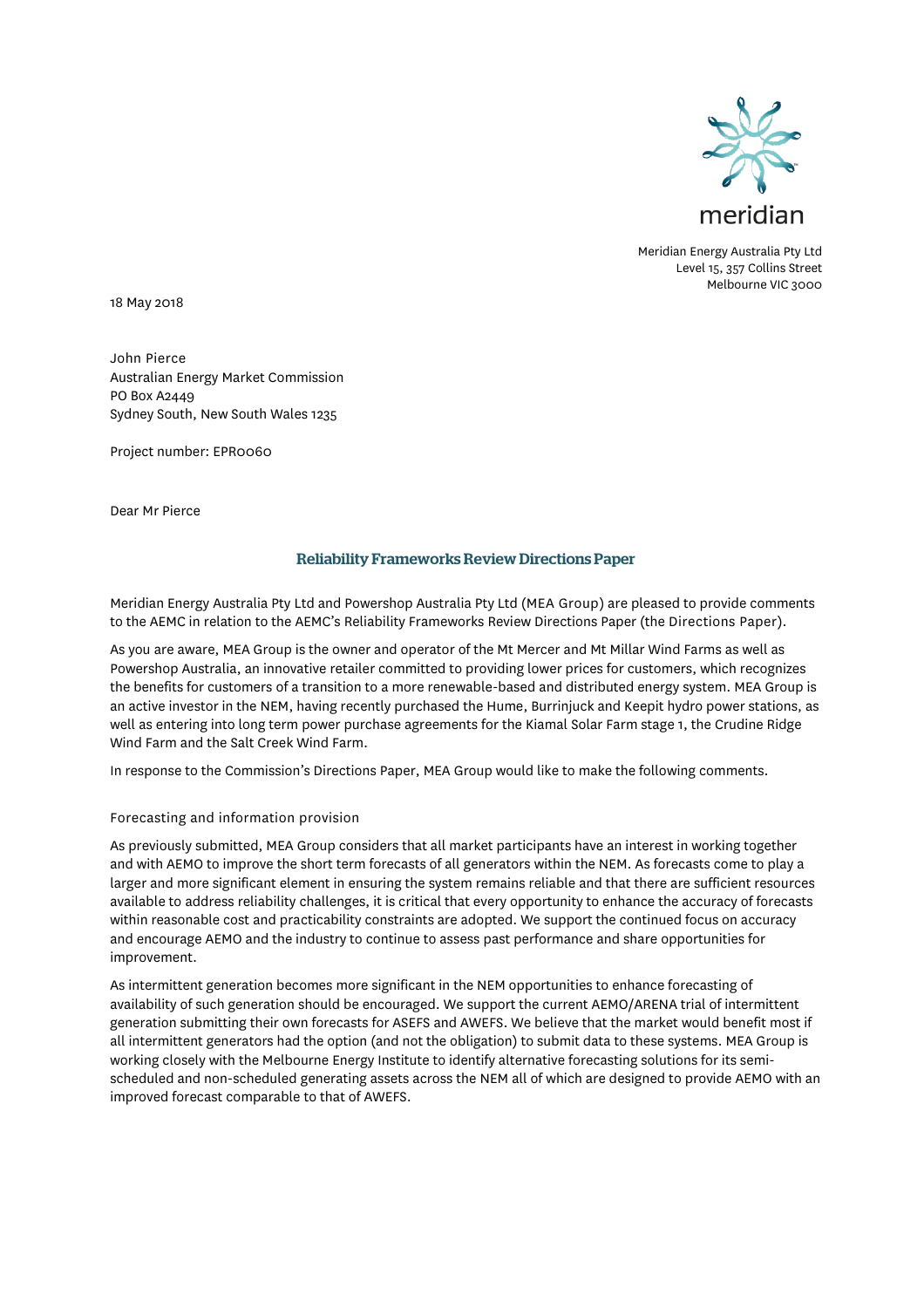meridian

Meridian Energy Australia Pty Ltd
Level 15, 357 Collins Street
Melbourne VIC 3000

18 May 2018

John Pierce
Australian Energy Market Commission
PO Box A2449
Sydney South, New South Wales 1235

Project number: EPR0060

Dear Mr Pierce

## Reliability Frameworks Review Directions Paper

Meridian Energy Australia Pty Ltd and Powershop Australia Pty Ltd (MEA Group) are pleased to provide comments to the AEMC in relation to the AEMC's Reliability Frameworks Review Directions Paper (the Directions Paper).

As you are aware, MEA Group is the owner and operator of the Mt Mercer and Mt Millar Wind Farms as well as Powershop Australia, an innovative retailer committed to providing lower prices for customers, which recognizes the benefits for customers of a transition to a more renewable-based and distributed energy system. MEA Group is an active investor in the NEM, having recently purchased the Hume, Burrinjuck and Keepit hydro power stations, as well as entering into long term power purchase agreements for the Kiamal Solar Farm stage 1, the Crudine Ridge Wind Farm and the Salt Creek Wind Farm.

In response to the Commission's Directions Paper, MEA Group would like to make the following comments.

### Forecasting and information provision

As previously submitted, MEA Group considers that all market participants have an interest in working together and with AEMO to improve the short term forecasts of all generators within the NEM. As forecasts come to play a larger and more significant element in ensuring the system remains reliable and that there are sufficient resources available to address reliability challenges, it is critical that every opportunity to enhance the accuracy of forecasts within reasonable cost and practicability constraints are adopted. We support the continued focus on accuracy and encourage AEMO and the industry to continue to assess past performance and share opportunities for improvement.

As intermittent generation becomes more significant in the NEM opportunities to enhance forecasting of availability of such generation should be encouraged. We support the current AEMO/ARENA trial of intermittent generation submitting their own forecasts for ASEFS and AWEFS. We believe that the market would benefit most if all intermittent generators had the option (and not the obligation) to submit data to these systems. MEA Group is working closely with the Melbourne Energy Institute to identify alternative forecasting solutions for its semi-scheduled and non-scheduled generating assets across the NEM all of which are designed to provide AEMO with an improved forecast comparable to that of AWEFS.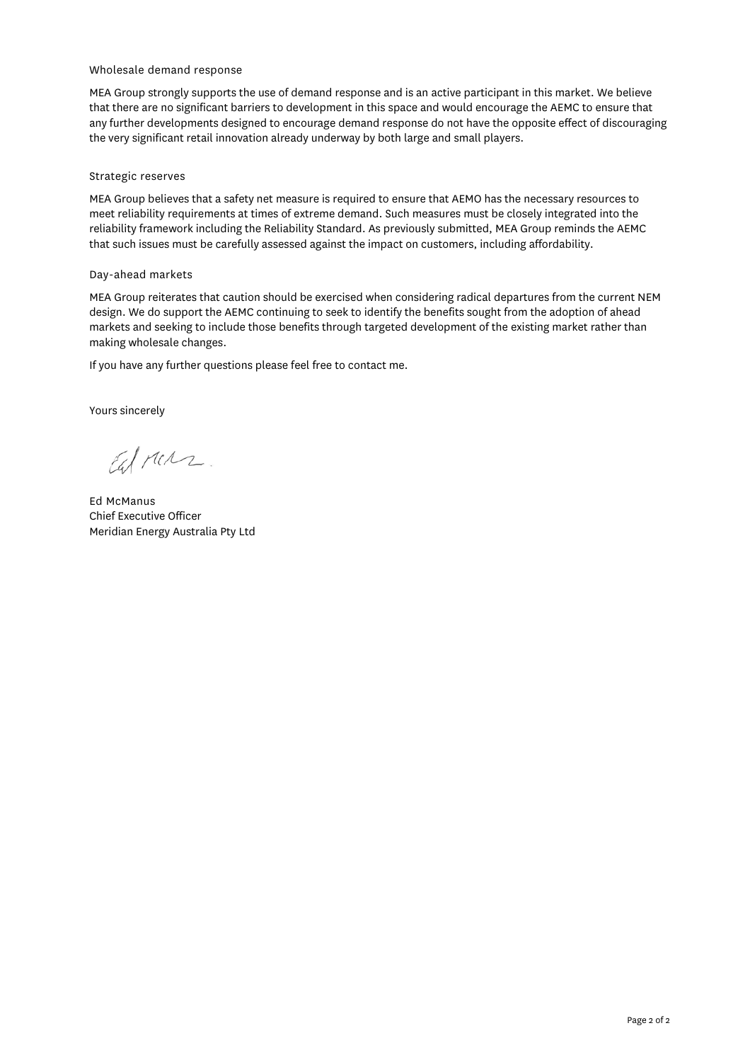### Wholesale demand response

MEA Group strongly supports the use of demand response and is an active participant in this market. We believe that there are no significant barriers to development in this space and would encourage the AEMC to ensure that any further developments designed to encourage demand response do not have the opposite effect of discouraging the very significant retail innovation already underway by both large and small players.

### Strategic reserves

MEA Group believes that a safety net measure is required to ensure that AEMO has the necessary resources to meet reliability requirements at times of extreme demand. Such measures must be closely integrated into the reliability framework including the Reliability Standard. As previously submitted, MEA Group reminds the AEMC that such issues must be carefully assessed against the impact on customers, including affordability.

### Day-ahead markets

MEA Group reiterates that caution should be exercised when considering radical departures from the current NEM design. We do support the AEMC continuing to seek to identify the benefits sought from the adoption of ahead markets and seeking to include those benefits through targeted development of the existing market rather than making wholesale changes.

If you have any further questions please feel free to contact me.

Yours sincerely

Ed McManus
Chief Executive Officer
Meridian Energy Australia Pty Ltd